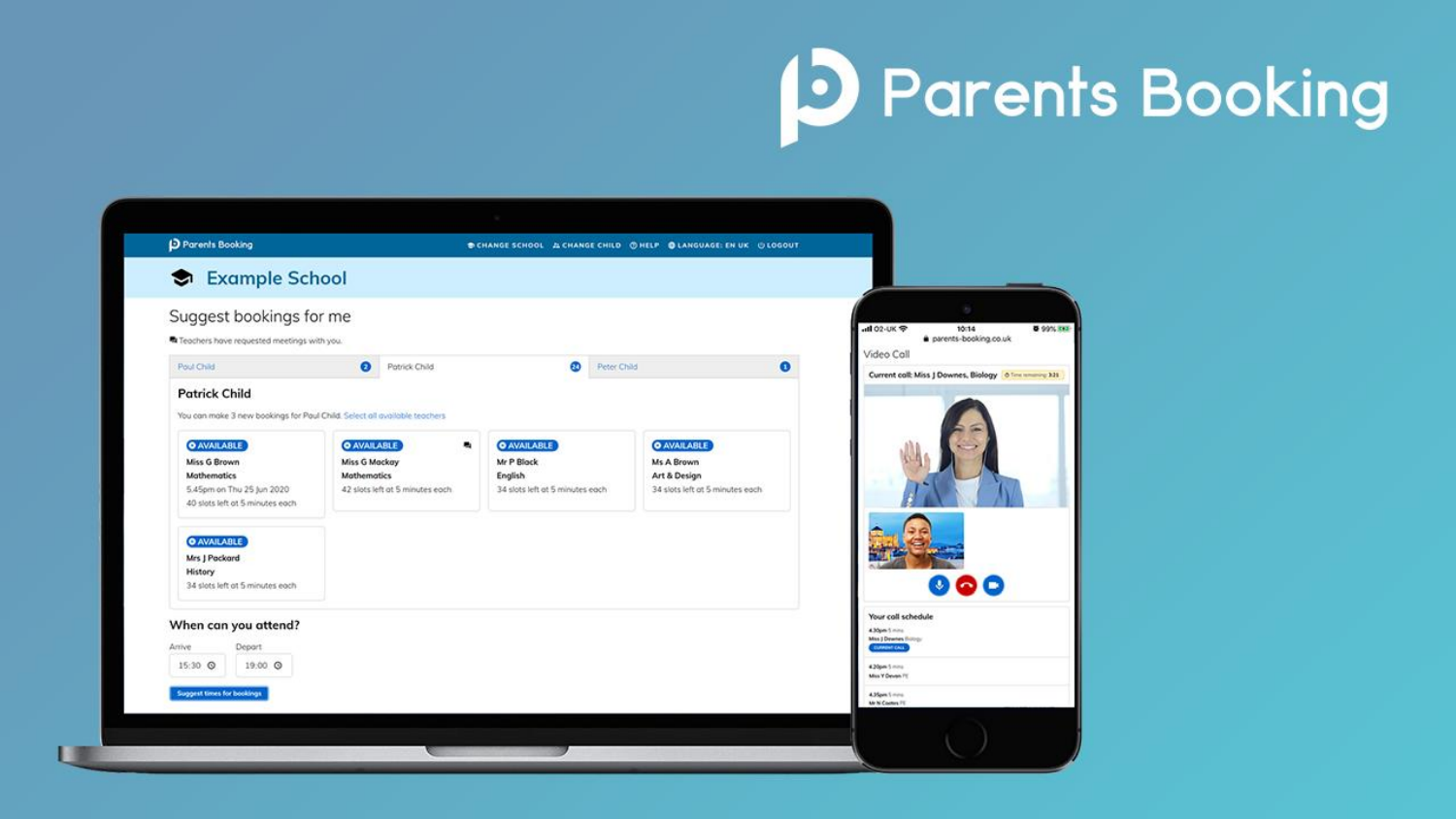# Parents Booking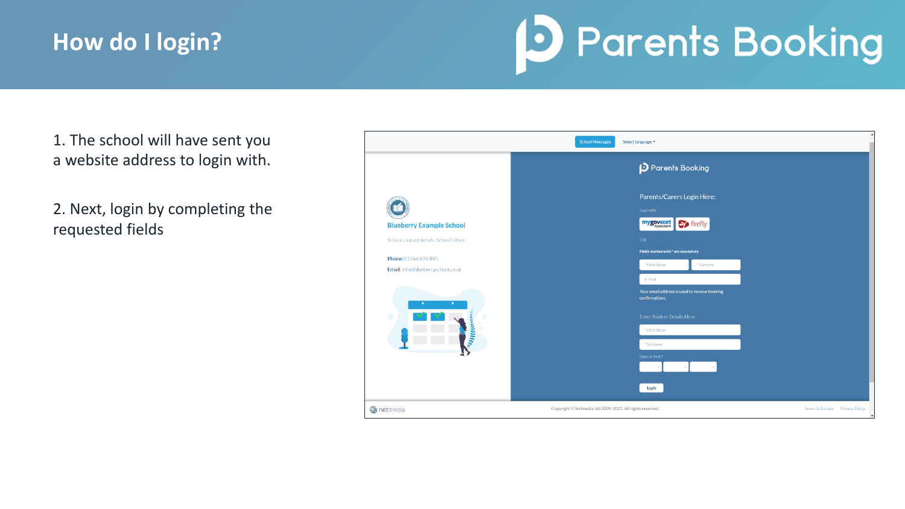# How do I login?

1. The school will have sent you a website address to login with.

2. Next, login by completing the requested fields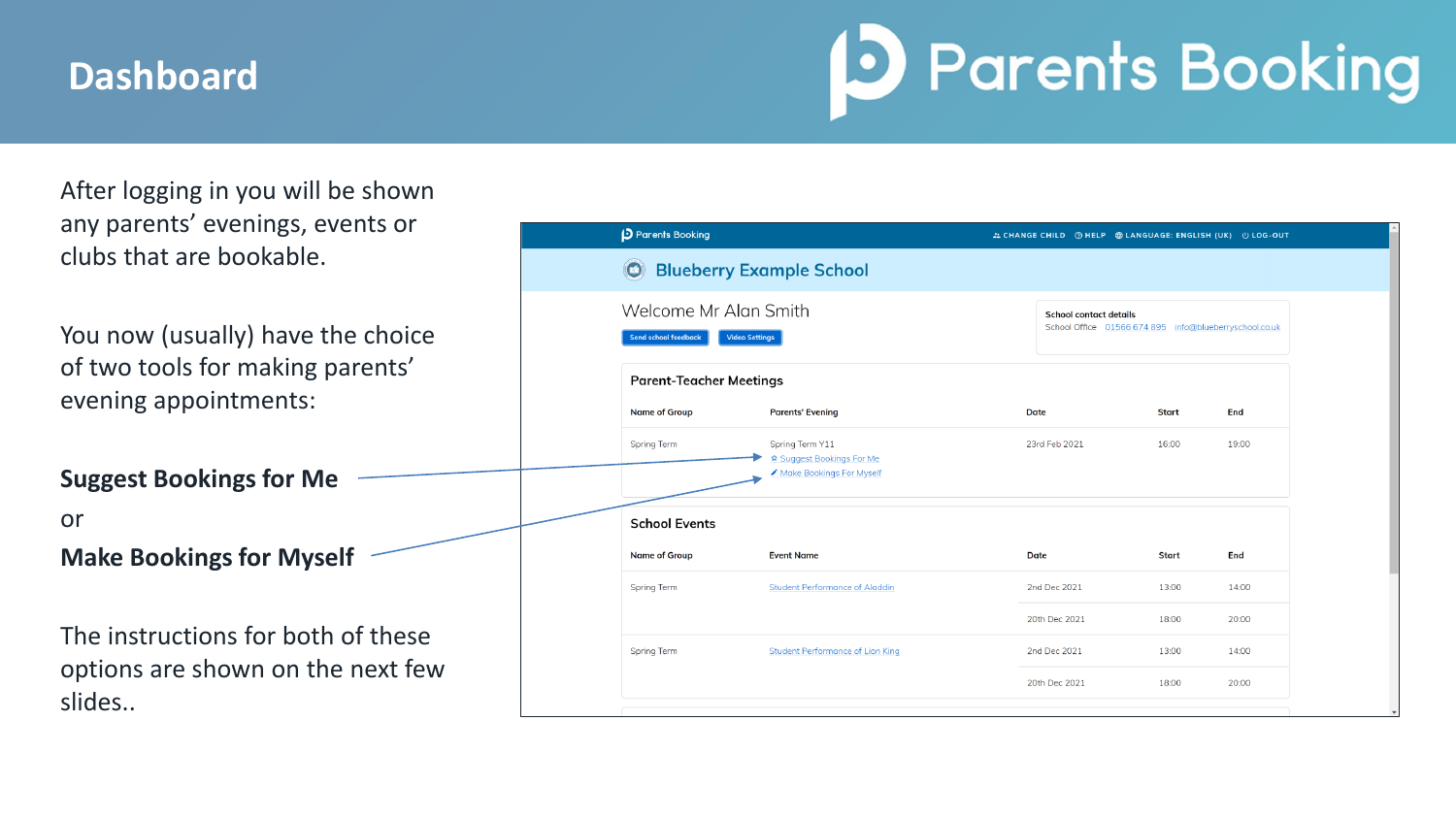# Dashboard

Parents Booking

After logging in you will be shown any parents' evenings, events or clubs that are bookable.

You now (usually) have the choice of two tools for making parents' evening appointments:

**Suggest Bookings for Me**

or

**Make Bookings for Myself**

The instructions for both of these options are shown on the next few slides..

Parents Booking — CHANGE CHILD | HELP | LANGUAGE: ENGLISH (UK) | LOG-OUT

## Blueberry Example School

Welcome Mr Alan Smith

Send school feedback | Video Settings

**School contact details**
School Office 01566 674 895 info@blueberryschool.co.uk

### Parent-Teacher Meetings

| Name of Group | Parents' Evening | Date | Start | End |
|---|---|---|---|---|
| Spring Term | Spring Term Y11<br>Suggest Bookings For Me<br>Make Bookings For Myself | 23rd Feb 2021 | 16:00 | 19:00 |

### School Events

| Name of Group | Event Name | Date | Start | End |
|---|---|---|---|---|
| Spring Term | Student Performance of Aladdin | 2nd Dec 2021 | 13:00 | 14:00 |
| | | 20th Dec 2021 | 18:00 | 20:00 |
| Spring Term | Student Performance of Lion King | 2nd Dec 2021 | 13:00 | 14:00 |
| | | 20th Dec 2021 | 18:00 | 20:00 |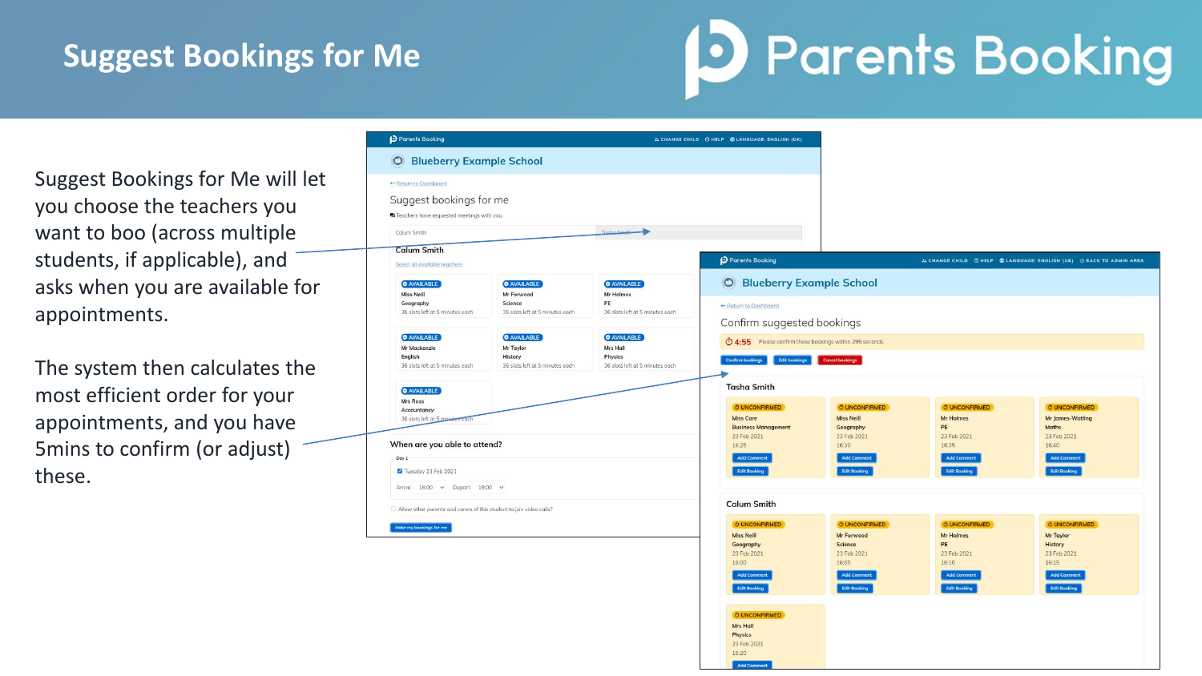# Suggest Bookings for Me

Suggest Bookings for Me will let you choose the teachers you want to boo (across multiple students, if applicable), and asks when you are available for appointments.

The system then calculates the most efficient order for your appointments, and you have 5mins to confirm (or adjust) these.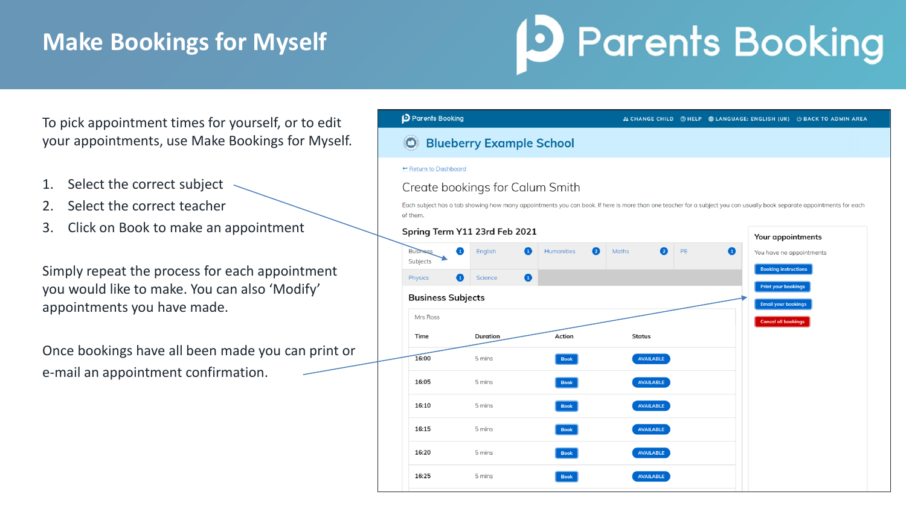# Make Bookings for Myself

Parents Booking

To pick appointment times for yourself, or to edit your appointments, use Make Bookings for Myself.

1. Select the correct subject
2. Select the correct teacher
3. Click on Book to make an appointment

Simply repeat the process for each appointment you would like to make. You can also 'Modify' appointments you have made.

Once bookings have all been made you can print or e-mail an appointment confirmation.

Parents Booking — CHANGE CHILD | HELP | LANGUAGE: ENGLISH (UK) | BACK TO ADMIN AREA

## Blueberry Example School

← Return to Dashboard

### Create bookings for Calum Smith

Each subject has a tab showing how many appointments you can book. If here is more than one teacher for a subject you can usually book separate appointments for each of them.

**Spring Term Y11 23rd Feb 2021**

| Business Subjects 1 | English 1 | Humanities 2 | Maths 2 | PE 1 |
|---|---|---|---|---|
| Physics 1 | Science 1 | | | |

**Business Subjects**

Mrs Ross

| Time | Duration | Action | Status |
|---|---|---|---|
| 16:00 | 5 mins | Book | AVAILABLE |
| 16:05 | 5 mins | Book | AVAILABLE |
| 16:10 | 5 mins | Book | AVAILABLE |
| 16:15 | 5 mins | Book | AVAILABLE |
| 16:20 | 5 mins | Book | AVAILABLE |
| 16:25 | 5 mins | Book | AVAILABLE |

**Your appointments**

You have no appointments

- Booking instructions
- Print your bookings
- Email your bookings
- Cancel all bookings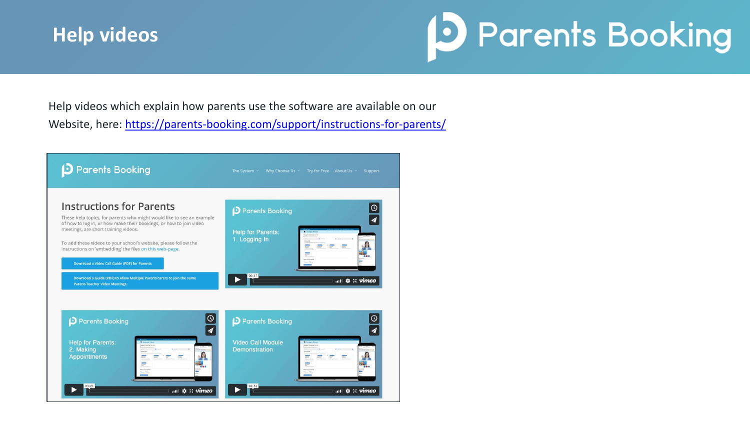# Help videos

Help videos which explain how parents use the software are available on our Website, here: https://parents-booking.com/support/instructions-for-parents/